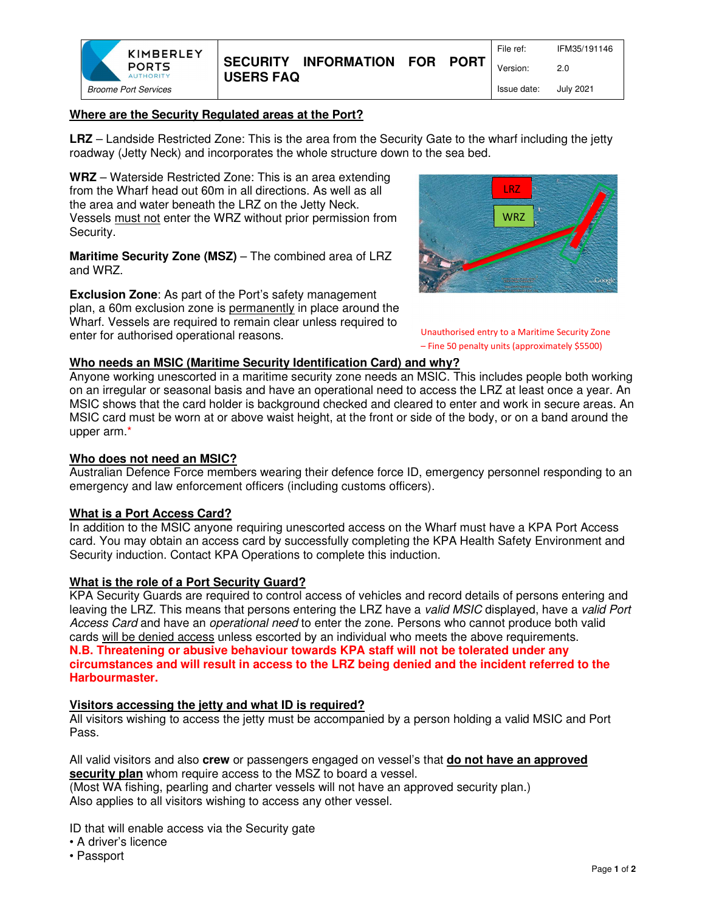| KIMBERLEY PORTS AUTHORITY Broome Port Services | SECURITY INFORMATION FOR PORT USERS FAQ | File ref: | IFM35/191146 |
|---|---|---|---|
| | | Version: | 2.0 |
| | | Issue date: | July 2021 |

## Where are the Security Regulated areas at the Port?

**LRZ** – Landside Restricted Zone: This is the area from the Security Gate to the wharf including the jetty roadway (Jetty Neck) and incorporates the whole structure down to the sea bed.

**WRZ** – Waterside Restricted Zone: This is an area extending from the Wharf head out 60m in all directions. As well as all the area and water beneath the LRZ on the Jetty Neck. Vessels must not enter the WRZ without prior permission from Security.

**Maritime Security Zone (MSZ)** – The combined area of LRZ and WRZ.

**Exclusion Zone**: As part of the Port's safety management plan, a 60m exclusion zone is permanently in place around the Wharf. Vessels are required to remain clear unless required to enter for authorised operational reasons.

LRZ

WRZ

Unauthorised entry to a Maritime Security Zone – Fine 50 penalty units (approximately $5500)

## Who needs an MSIC (Maritime Security Identification Card) and why?

Anyone working unescorted in a maritime security zone needs an MSIC. This includes people both working on an irregular or seasonal basis and have an operational need to access the LRZ at least once a year. An MSIC shows that the card holder is background checked and cleared to enter and work in secure areas. An MSIC card must be worn at or above waist height, at the front or side of the body, or on a band around the upper arm.*

## Who does not need an MSIC?

Australian Defence Force members wearing their defence force ID, emergency personnel responding to an emergency and law enforcement officers (including customs officers).

## What is a Port Access Card?

In addition to the MSIC anyone requiring unescorted access on the Wharf must have a KPA Port Access card. You may obtain an access card by successfully completing the KPA Health Safety Environment and Security induction. Contact KPA Operations to complete this induction.

## What is the role of a Port Security Guard?

KPA Security Guards are required to control access of vehicles and record details of persons entering and leaving the LRZ. This means that persons entering the LRZ have a *valid MSIC* displayed, have a *valid Port Access Card* and have an *operational need* to enter the zone. Persons who cannot produce both valid cards will be denied access unless escorted by an individual who meets the above requirements.
**N.B. Threatening or abusive behaviour towards KPA staff will not be tolerated under any circumstances and will result in access to the LRZ being denied and the incident referred to the Harbourmaster.**

## Visitors accessing the jetty and what ID is required?

All visitors wishing to access the jetty must be accompanied by a person holding a valid MSIC and Port Pass.

All valid visitors and also **crew** or passengers engaged on vessel's that **do not have an approved security plan** whom require access to the MSZ to board a vessel.
(Most WA fishing, pearling and charter vessels will not have an approved security plan.)
Also applies to all visitors wishing to access any other vessel.

ID that will enable access via the Security gate

- A driver's licence
- Passport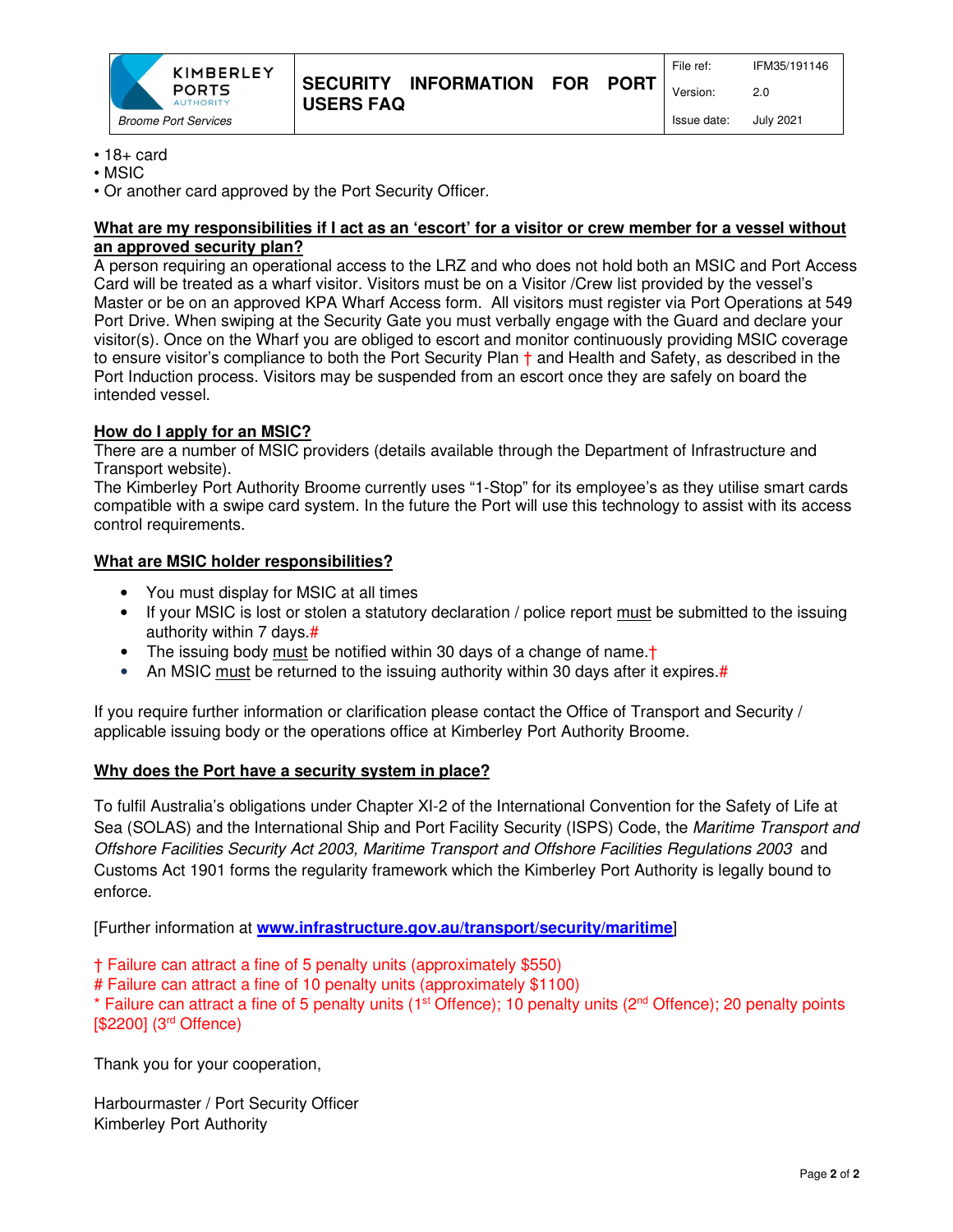• 18+ card
• MSIC
• Or another card approved by the Port Security Officer.

**What are my responsibilities if I act as an 'escort' for a visitor or crew member for a vessel without an approved security plan?**

A person requiring an operational access to the LRZ and who does not hold both an MSIC and Port Access Card will be treated as a wharf visitor. Visitors must be on a Visitor /Crew list provided by the vessel's Master or be on an approved KPA Wharf Access form. All visitors must register via Port Operations at 549 Port Drive. When swiping at the Security Gate you must verbally engage with the Guard and declare your visitor(s). Once on the Wharf you are obliged to escort and monitor continuously providing MSIC coverage to ensure visitor's compliance to both the Port Security Plan † and Health and Safety, as described in the Port Induction process. Visitors may be suspended from an escort once they are safely on board the intended vessel.

**How do I apply for an MSIC?**

There are a number of MSIC providers (details available through the Department of Infrastructure and Transport website).
The Kimberley Port Authority Broome currently uses "1-Stop" for its employee's as they utilise smart cards compatible with a swipe card system. In the future the Port will use this technology to assist with its access control requirements.

**What are MSIC holder responsibilities?**

- You must display for MSIC at all times
- If your MSIC is lost or stolen a statutory declaration / police report must be submitted to the issuing authority within 7 days.#
- The issuing body must be notified within 30 days of a change of name.†
- An MSIC must be returned to the issuing authority within 30 days after it expires.#

If you require further information or clarification please contact the Office of Transport and Security / applicable issuing body or the operations office at Kimberley Port Authority Broome.

**Why does the Port have a security system in place?**

To fulfil Australia's obligations under Chapter XI-2 of the International Convention for the Safety of Life at Sea (SOLAS) and the International Ship and Port Facility Security (ISPS) Code, the *Maritime Transport and Offshore Facilities Security Act 2003, Maritime Transport and Offshore Facilities Regulations 2003* and Customs Act 1901 forms the regularity framework which the Kimberley Port Authority is legally bound to enforce.

[Further information at **www.infrastructure.gov.au/transport/security/maritime**]

† Failure can attract a fine of 5 penalty units (approximately $550)
# Failure can attract a fine of 10 penalty units (approximately $1100)
* Failure can attract a fine of 5 penalty units (1st Offence); 10 penalty units (2nd Offence); 20 penalty points [$2200] (3rd Offence)

Thank you for your cooperation,

Harbourmaster / Port Security Officer
Kimberley Port Authority